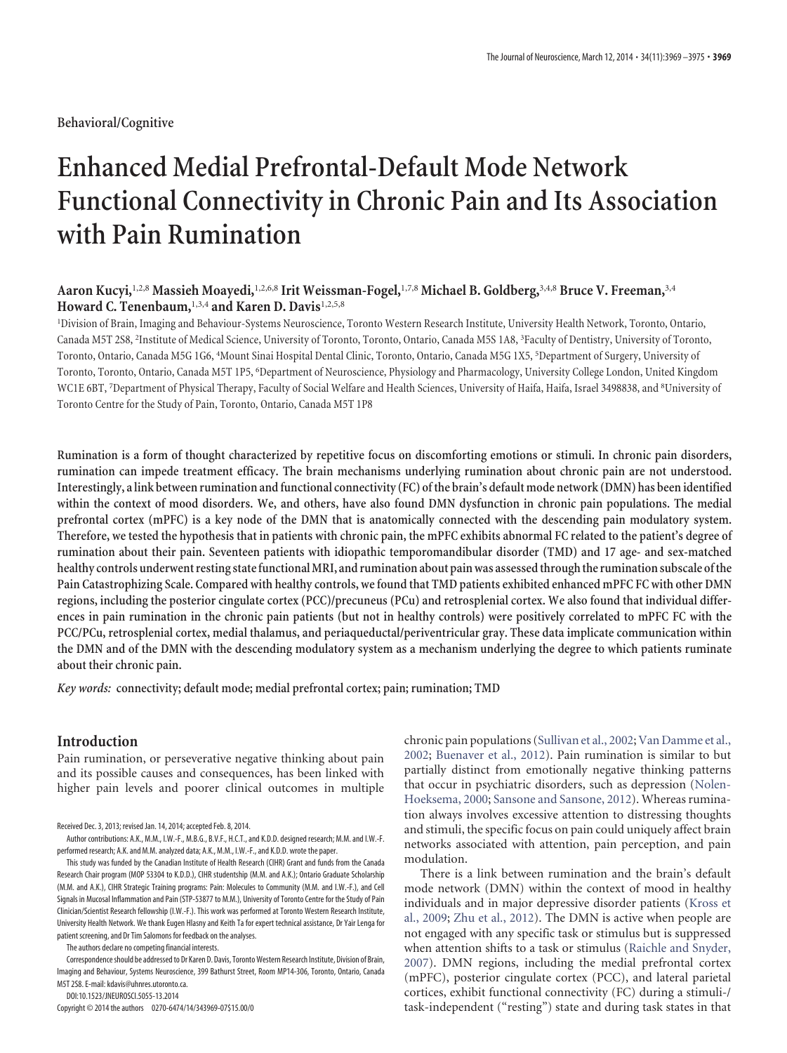Behavioral/Cognitive

# Enhanced Medial Prefrontal-Default Mode Network Functional Connectivity in Chronic Pain and Its Association with Pain Rumination

**Aaron Kucyi,[1,2,8] Massieh Moayedi,[1,2,6,8] Irit Weissman-Fogel,[1,7,8] Michael B. Goldberg,[3,4,8] Bruce V. Freeman,[3,4] Howard C. Tenenbaum,[1,3,4] and Karen D. Davis[1,2,5,8]**

[1]Division of Brain, Imaging and Behaviour-Systems Neuroscience, Toronto Western Research Institute, University Health Network, Toronto, Ontario, Canada M5T 2S8, [2]Institute of Medical Science, University of Toronto, Toronto, Ontario, Canada M5S 1A8, [3]Faculty of Dentistry, University of Toronto, Toronto, Ontario, Canada M5G 1G6, [4]Mount Sinai Hospital Dental Clinic, Toronto, Ontario, Canada M5G 1X5, [5]Department of Surgery, University of Toronto, Toronto, Ontario, Canada M5T 1P5, [6]Department of Neuroscience, Physiology and Pharmacology, University College London, United Kingdom WC1E 6BT, [7]Department of Physical Therapy, Faculty of Social Welfare and Health Sciences, University of Haifa, Haifa, Israel 3498838, and [8]University of Toronto Centre for the Study of Pain, Toronto, Ontario, Canada M5T 1P8

**Rumination is a form of thought characterized by repetitive focus on discomforting emotions or stimuli. In chronic pain disorders, rumination can impede treatment efficacy. The brain mechanisms underlying rumination about chronic pain are not understood. Interestingly, a link between rumination and functional connectivity (FC) of the brain's default mode network (DMN) has been identified within the context of mood disorders. We, and others, have also found DMN dysfunction in chronic pain populations. The medial prefrontal cortex (mPFC) is a key node of the DMN that is anatomically connected with the descending pain modulatory system. Therefore, we tested the hypothesis that in patients with chronic pain, the mPFC exhibits abnormal FC related to the patient's degree of rumination about their pain. Seventeen patients with idiopathic temporomandibular disorder (TMD) and 17 age- and sex-matched healthy controls underwent resting state functional MRI, and rumination about pain was assessed through the rumination subscale of the Pain Catastrophizing Scale. Compared with healthy controls, we found that TMD patients exhibited enhanced mPFC FC with other DMN regions, including the posterior cingulate cortex (PCC)/precuneus (PCu) and retrosplenial cortex. We also found that individual differences in pain rumination in the chronic pain patients (but not in healthy controls) were positively correlated to mPFC FC with the PCC/PCu, retrosplenial cortex, medial thalamus, and periaqueductal/periventricular gray. These data implicate communication within the DMN and of the DMN with the descending modulatory system as a mechanism underlying the degree to which patients ruminate about their chronic pain.**

*Key words:* **connectivity; default mode; medial prefrontal cortex; pain; rumination; TMD**

## Introduction

Pain rumination, or perseverative negative thinking about pain and its possible causes and consequences, has been linked with higher pain levels and poorer clinical outcomes in multiple chronic pain populations (Sullivan et al., 2002; Van Damme et al., 2002; Buenaver et al., 2012). Pain rumination is similar to but partially distinct from emotionally negative thinking patterns that occur in psychiatric disorders, such as depression (Nolen-Hoeksema, 2000; Sansone and Sansone, 2012). Whereas rumination always involves excessive attention to distressing thoughts and stimuli, the specific focus on pain could uniquely affect brain networks associated with attention, pain perception, and pain modulation.

There is a link between rumination and the brain's default mode network (DMN) within the context of mood in healthy individuals and in major depressive disorder patients (Kross et al., 2009; Zhu et al., 2012). The DMN is active when people are not engaged with any specific task or stimulus but is suppressed when attention shifts to a task or stimulus (Raichle and Snyder, 2007). DMN regions, including the medial prefrontal cortex (mPFC), posterior cingulate cortex (PCC), and lateral parietal cortices, exhibit functional connectivity (FC) during a stimuli-/task-independent ("resting") state and during task states in that

Received Dec. 3, 2013; revised Jan. 14, 2014; accepted Feb. 8, 2014.

Author contributions: A.K., M.M., I.W.-F., M.B.G., B.V.F., H.C.T., and K.D.D. designed research; M.M. and I.W.-F. performed research; A.K. and M.M. analyzed data; A.K., M.M., I.W.-F., and K.D.D. wrote the paper.

This study was funded by the Canadian Institute of Health Research (CIHR) Grant and funds from the Canada Research Chair program (MOP 53304 to K.D.D.), CIHR studentship (M.M. and A.K.); Ontario Graduate Scholarship (M.M. and A.K.), CIHR Strategic Training programs: Pain: Molecules to Community (M.M. and I.W.-F.), and Cell Signals in Mucosal Inflammation and Pain (STP-53877 to M.M.), University of Toronto Centre for the Study of Pain Clinician/Scientist Research fellowship (I.W.-F.). This work was performed at Toronto Western Research Institute, University Health Network. We thank Eugen Hlasny and Keith Ta for expert technical assistance, Dr Yair Lenga for patient screening, and Dr Tim Salomons for feedback on the analyses.

The authors declare no competing financial interests.

Correspondence should be addressed to Dr Karen D. Davis, Toronto Western Research Institute, Division of Brain, Imaging and Behaviour, Systems Neuroscience, 399 Bathurst Street, Room MP14-306, Toronto, Ontario, Canada M5T 2S8. E-mail: kdavis@uhnres.utoronto.ca.

DOI:10.1523/JNEUROSCI.5055-13.2014

Copyright © 2014 the authors 0270-6474/14/343969-07$15.00/0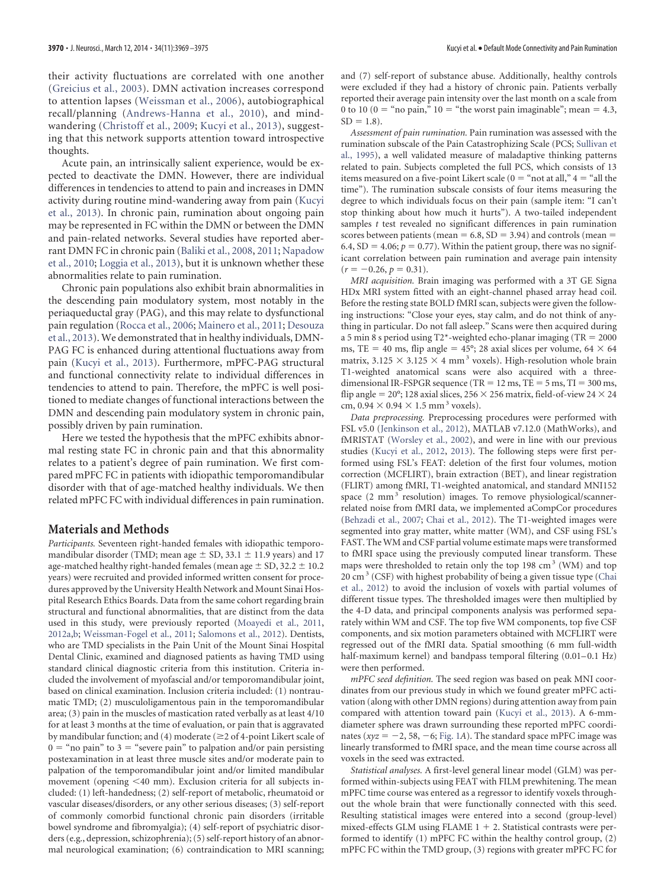their activity fluctuations are correlated with one another (Greicius et al., 2003). DMN activation increases correspond to attention lapses (Weissman et al., 2006), autobiographical recall/planning (Andrews-Hanna et al., 2010), and mind-wandering (Christoff et al., 2009; Kucyi et al., 2013), suggesting that this network supports attention toward introspective thoughts.

Acute pain, an intrinsically salient experience, would be expected to deactivate the DMN. However, there are individual differences in tendencies to attend to pain and increases in DMN activity during routine mind-wandering away from pain (Kucyi et al., 2013). In chronic pain, rumination about ongoing pain may be represented in FC within the DMN or between the DMN and pain-related networks. Several studies have reported aberrant DMN FC in chronic pain (Baliki et al., 2008, 2011; Napadow et al., 2010; Loggia et al., 2013), but it is unknown whether these abnormalities relate to pain rumination.

Chronic pain populations also exhibit brain abnormalities in the descending pain modulatory system, most notably in the periaqueductal gray (PAG), and this may relate to dysfunctional pain regulation (Rocca et al., 2006; Mainero et al., 2011; Desouza et al., 2013). We demonstrated that in healthy individuals, DMN-PAG FC is enhanced during attentional fluctuations away from pain (Kucyi et al., 2013). Furthermore, mPFC-PAG structural and functional connectivity relate to individual differences in tendencies to attend to pain. Therefore, the mPFC is well positioned to mediate changes of functional interactions between the DMN and descending pain modulatory system in chronic pain, possibly driven by pain rumination.

Here we tested the hypothesis that the mPFC exhibits abnormal resting state FC in chronic pain and that this abnormality relates to a patient's degree of pain rumination. We first compared mPFC FC in patients with idiopathic temporomandibular disorder with that of age-matched healthy individuals. We then related mPFC FC with individual differences in pain rumination.

## Materials and Methods

*Participants.* Seventeen right-handed females with idiopathic temporomandibular disorder (TMD; mean age ± SD, 33.1 ± 11.9 years) and 17 age-matched healthy right-handed females (mean age ± SD, 32.2 ± 10.2 years) were recruited and provided informed written consent for procedures approved by the University Health Network and Mount Sinai Hospital Research Ethics Boards. Data from the same cohort regarding brain structural and functional abnormalities, that are distinct from the data used in this study, were previously reported (Moayedi et al., 2011, 2012a,b; Weissman-Fogel et al., 2011; Salomons et al., 2012). Dentists, who are TMD specialists in the Pain Unit of the Mount Sinai Hospital Dental Clinic, examined and diagnosed patients as having TMD using standard clinical diagnostic criteria from this institution. Criteria included the involvement of myofascial and/or temporomandibular joint, based on clinical examination. Inclusion criteria included: (1) nontraumatic TMD; (2) musculoligamentous pain in the temporomandibular area; (3) pain in the muscles of mastication rated verbally as at least 4/10 for at least 3 months at the time of evaluation, or pain that is aggravated by mandibular function; and (4) moderate (≥2 of 4-point Likert scale of 0 = "no pain" to 3 = "severe pain" to palpation and/or pain persisting postexamination in at least three muscle sites and/or moderate pain to palpation of the temporomandibular joint and/or limited mandibular movement (opening <40 mm). Exclusion criteria for all subjects included: (1) left-handedness; (2) self-report of metabolic, rheumatoid or vascular diseases/disorders, or any other serious diseases; (3) self-report of commonly comorbid functional chronic pain disorders (irritable bowel syndrome and fibromyalgia); (4) self-report of psychiatric disorders (e.g., depression, schizophrenia); (5) self-report history of an abnormal neurological examination; (6) contraindication to MRI scanning; and (7) self-report of substance abuse. Additionally, healthy controls were excluded if they had a history of chronic pain. Patients verbally reported their average pain intensity over the last month on a scale from 0 to 10 (0 = "no pain," 10 = "the worst pain imaginable"; mean = 4.3, SD = 1.8).

*Assessment of pain rumination.* Pain rumination was assessed with the rumination subscale of the Pain Catastrophizing Scale (PCS; Sullivan et al., 1995), a well validated measure of maladaptive thinking patterns related to pain. Subjects completed the full PCS, which consists of 13 items measured on a five-point Likert scale (0 = "not at all," 4 = "all the time"). The rumination subscale consists of four items measuring the degree to which individuals focus on their pain (sample item: "I can't stop thinking about how much it hurts"). A two-tailed independent samples $t$ test revealed no significant differences in pain rumination scores between patients (mean = 6.8, SD = 3.94) and controls (mean = 6.4, SD = 4.06; $p = 0.77$). Within the patient group, there was no significant correlation between pain rumination and average pain intensity ($r = -0.26$, $p = 0.31$).

*MRI acquisition.* Brain imaging was performed with a 3T GE Signa HDx MRI system fitted with an eight-channel phased array head coil. Before the resting state BOLD fMRI scan, subjects were given the following instructions: "Close your eyes, stay calm, and do not think of anything in particular. Do not fall asleep." Scans were then acquired during a 5 min 8 s period using T2*-weighted echo-planar imaging (TR = 2000 ms, TE = 40 ms, flip angle = 45°; 28 axial slices per volume, 64 × 64 matrix, 3.125 × 3.125 × 4 mm$^3$ voxels). High-resolution whole brain T1-weighted anatomical scans were also acquired with a three-dimensional IR-FSPGR sequence (TR = 12 ms, TE = 5 ms, TI = 300 ms, flip angle = 20°; 128 axial slices, 256 × 256 matrix, field-of-view 24 × 24 cm, 0.94 × 0.94 × 1.5 mm$^3$ voxels).

*Data preprocessing.* Preprocessing procedures were performed with FSL v5.0 (Jenkinson et al., 2012), MATLAB v7.12.0 (MathWorks), and fMRISTAT (Worsley et al., 2002), and were in line with our previous studies (Kucyi et al., 2012, 2013). The following steps were first performed using FSL's FEAT: deletion of the first four volumes, motion correction (MCFLIRT), brain extraction (BET), and linear registration (FLIRT) among fMRI, T1-weighted anatomical, and standard MNI152 space (2 mm$^3$ resolution) images. To remove physiological/scanner-related noise from fMRI data, we implemented aCompCor procedures (Behzadi et al., 2007; Chai et al., 2012). The T1-weighted images were segmented into gray matter, white matter (WM), and CSF using FSL's FAST. The WM and CSF partial volume estimate maps were transformed to fMRI space using the previously computed linear transform. These maps were thresholded to retain only the top 198 cm$^3$ (WM) and top 20 cm$^3$ (CSF) with highest probability of being a given tissue type (Chai et al., 2012) to avoid the inclusion of voxels with partial volumes of different tissue types. The thresholded images were then multiplied by the 4-D data, and principal components analysis was performed separately within WM and CSF. The top five WM components, top five CSF components, and six motion parameters obtained with MCFLIRT were regressed out of the fMRI data. Spatial smoothing (6 mm full-width half-maximum kernel) and bandpass temporal filtering (0.01–0.1 Hz) were then performed.

*mPFC seed definition.* The seed region was based on peak MNI coordinates from our previous study in which we found greater mPFC activation (along with other DMN regions) during attention away from pain compared with attention toward pain (Kucyi et al., 2013). A 6-mm-diameter sphere was drawn surrounding these reported mPFC coordinates ($xyz = -2, 58, -6$; Fig. 1*A*). The standard space mPFC image was linearly transformed to fMRI space, and the mean time course across all voxels in the seed was extracted.

*Statistical analyses.* A first-level general linear model (GLM) was performed within-subjects using FEAT with FILM prewhitening. The mean mPFC time course was entered as a regressor to identify voxels throughout the whole brain that were functionally connected with this seed. Resulting statistical images were entered into a second (group-level) mixed-effects GLM using FLAME 1 + 2. Statistical contrasts were performed to identify (1) mPFC FC within the healthy control group, (2) mPFC FC within the TMD group, (3) regions with greater mPFC FC for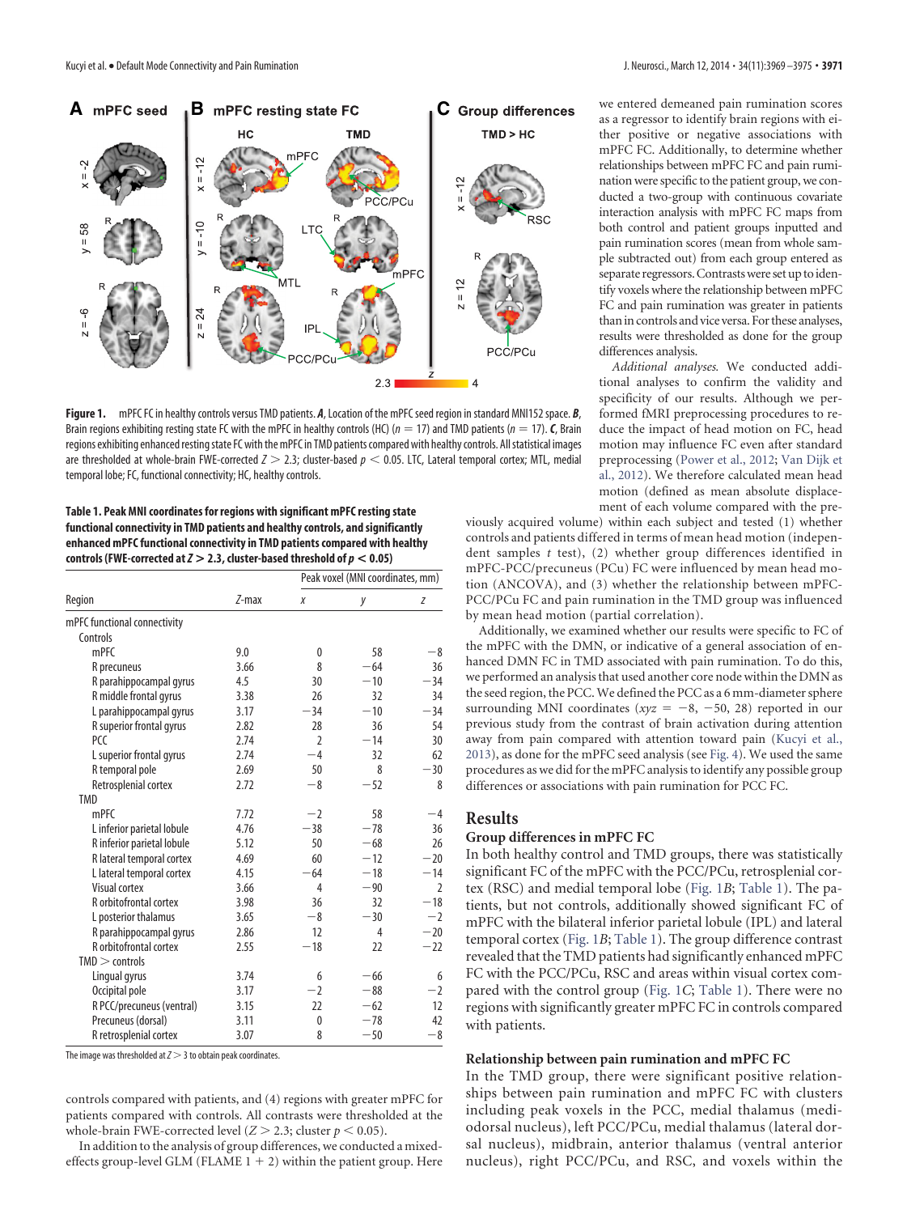**Figure 1.** mPFC FC in healthy controls versus TMD patients. ***A***, Location of the mPFC seed region in standard MNI152 space. ***B***, Brain regions exhibiting resting state FC with the mPFC in healthy controls (HC) ($n = 17$) and TMD patients ($n = 17$). ***C***, Brain regions exhibiting enhanced resting state FC with the mPFC in TMD patients compared with healthy controls. All statistical images are thresholded at whole-brain FWE-corrected $Z > 2.3$; cluster-based $p < 0.05$. LTC, Lateral temporal cortex; MTL, medial temporal lobe; FC, functional connectivity; HC, healthy controls.

**Table 1. Peak MNI coordinates for regions with significant mPFC resting state functional connectivity in TMD patients and healthy controls, and significantly enhanced mPFC functional connectivity in TMD patients compared with healthy controls (FWE-corrected at $Z > 2.3$, cluster-based threshold of $p < 0.05$)**

| | | Peak voxel (MNI coordinates, mm) | | |
|---|---|---|---|---|
| Region | Z-max | x | y | z |
| mPFC functional connectivity | | | | |
| Controls | | | | |
| mPFC | 9.0 | 0 | 58 | −8 |
| R precuneus | 3.66 | 8 | −64 | 36 |
| R parahippocampal gyrus | 4.5 | 30 | −10 | −34 |
| R middle frontal gyrus | 3.38 | 26 | 32 | 34 |
| L parahippocampal gyrus | 3.17 | −34 | −10 | −34 |
| R superior frontal gyrus | 2.82 | 28 | 36 | 54 |
| PCC | 2.74 | 2 | −14 | 30 |
| L superior frontal gyrus | 2.74 | −4 | 32 | 62 |
| R temporal pole | 2.69 | 50 | 8 | −30 |
| Retrosplenial cortex | 2.72 | −8 | −52 | 8 |
| TMD | | | | |
| mPFC | 7.72 | −2 | 58 | −4 |
| L inferior parietal lobule | 4.76 | −38 | −78 | 36 |
| R inferior parietal lobule | 5.12 | 50 | −68 | 26 |
| R lateral temporal cortex | 4.69 | 60 | −12 | −20 |
| L lateral temporal cortex | 4.15 | −64 | −18 | −14 |
| Visual cortex | 3.66 | 4 | −90 | 2 |
| R orbitofrontal cortex | 3.98 | 36 | 32 | −18 |
| L posterior thalamus | 3.65 | −8 | −30 | −2 |
| R parahippocampal gyrus | 2.86 | 12 | 4 | −20 |
| R orbitofrontal cortex | 2.55 | −18 | 22 | −22 |
| TMD > controls | | | | |
| Lingual gyrus | 3.74 | 6 | −66 | 6 |
| Occipital pole | 3.17 | −2 | −88 | −2 |
| R PCC/precuneus (ventral) | 3.15 | 22 | −62 | 12 |
| Precuneus (dorsal) | 3.11 | 0 | −78 | 42 |
| R retrosplenial cortex | 3.07 | 8 | −50 | −8 |

The image was thresholded at $Z > 3$ to obtain peak coordinates.

controls compared with patients, and (4) regions with greater mPFC for patients compared with controls. All contrasts were thresholded at the whole-brain FWE-corrected level ($Z > 2.3$; cluster $p < 0.05$).

In addition to the analysis of group differences, we conducted a mixed-effects group-level GLM (FLAME 1 + 2) within the patient group. Here we entered demeaned pain rumination scores as a regressor to identify brain regions with either positive or negative associations with mPFC FC. Additionally, to determine whether relationships between mPFC FC and pain rumination were specific to the patient group, we conducted a two-group with continuous covariate interaction analysis with mPFC FC maps from both control and patient groups inputted and pain rumination scores (mean from whole sample subtracted out) from each group entered as separate regressors. Contrasts were set up to identify voxels where the relationship between mPFC FC and pain rumination was greater in patients than in controls and vice versa. For these analyses, results were thresholded as done for the group differences analysis.

*Additional analyses.* We conducted additional analyses to confirm the validity and specificity of our results. Although we performed fMRI preprocessing procedures to reduce the impact of head motion on FC, head motion may influence FC even after standard preprocessing (Power et al., 2012; Van Dijk et al., 2012). We therefore calculated mean head motion (defined as mean absolute displacement of each volume compared with the previously acquired volume) within each subject and tested (1) whether controls and patients differed in terms of mean head motion (independent samples $t$ test), (2) whether group differences identified in mPFC-PCC/precuneus (PCu) FC were influenced by mean head motion (ANCOVA), and (3) whether the relationship between mPFC-PCC/PCu FC and pain rumination in the TMD group was influenced by mean head motion (partial correlation).

Additionally, we examined whether our results were specific to FC of the mPFC with the DMN, or indicative of a general association of enhanced DMN FC in TMD associated with pain rumination. To do this, we performed an analysis that used another core node within the DMN as the seed region, the PCC. We defined the PCC as a 6 mm-diameter sphere surrounding MNI coordinates ($xyz = -8, -50, 28$) reported in our previous study from the contrast of brain activation during attention away from pain compared with attention toward pain (Kucyi et al., 2013), as done for the mPFC seed analysis (see Fig. 4). We used the same procedures as we did for the mPFC analysis to identify any possible group differences or associations with pain rumination for PCC FC.

## Results

### Group differences in mPFC FC

In both healthy control and TMD groups, there was statistically significant FC of the mPFC with the PCC/PCu, retrosplenial cortex (RSC) and medial temporal lobe (Fig. 1*B*; Table 1). The patients, but not controls, additionally showed significant FC of mPFC with the bilateral inferior parietal lobule (IPL) and lateral temporal cortex (Fig. 1*B*; Table 1). The group difference contrast revealed that the TMD patients had significantly enhanced mPFC FC with the PCC/PCu, RSC and areas within visual cortex compared with the control group (Fig. 1*C*; Table 1). There were no regions with significantly greater mPFC FC in controls compared with patients.

### Relationship between pain rumination and mPFC FC

In the TMD group, there were significant positive relationships between pain rumination and mPFC FC with clusters including peak voxels in the PCC, medial thalamus (mediodorsal nucleus), left PCC/PCu, medial thalamus (lateral dorsal nucleus), midbrain, anterior thalamus (ventral anterior nucleus), right PCC/PCu, and RSC, and voxels within the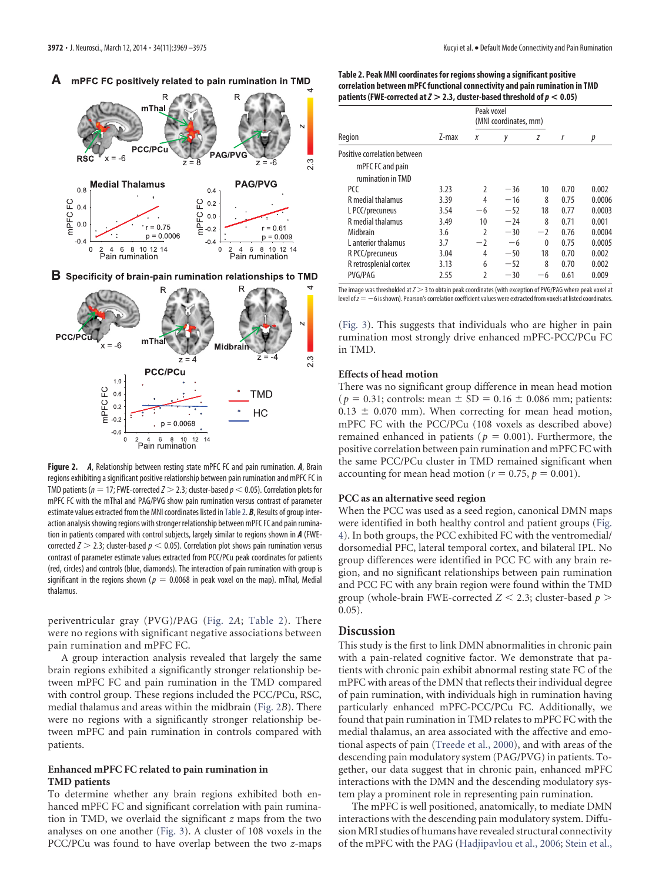**Figure 2.** ***A***, Relationship between resting state mPFC FC and pain rumination. ***A***, Brain regions exhibiting a significant positive relationship between pain rumination and mPFC FC in TMD patients ($n = 17$; FWE-corrected $Z > 2.3$; cluster-based $p < 0.05$). Correlation plots for mPFC FC with the mThal and PAG/PVG show pain rumination versus contrast of parameter estimate values extracted from the MNI coordinates listed in Table 2. ***B***, Results of group interaction analysis showing regions with stronger relationship between mPFC FC and pain rumination in patients compared with control subjects, largely similar to regions shown in ***A*** (FWE-corrected $Z > 2.3$; cluster-based $p < 0.05$). Correlation plot shows pain rumination versus contrast of parameter estimate values extracted from PCC/PCu peak coordinates for patients (red, circles) and controls (blue, diamonds). The interaction of pain rumination with group is significant in the regions shown ($p = 0.0068$ in peak voxel on the map). mThal, Medial thalamus.

periventricular gray (PVG)/PAG (Fig. 2*A*; Table 2). There were no regions with significant negative associations between pain rumination and mPFC FC.

A group interaction analysis revealed that largely the same brain regions exhibited a significantly stronger relationship between mPFC FC and pain rumination in the TMD compared with control group. These regions included the PCC/PCu, RSC, medial thalamus and areas within the midbrain (Fig. 2*B*). There were no regions with a significantly stronger relationship between mPFC and pain rumination in controls compared with patients.

### Enhanced mPFC FC related to pain rumination in TMD patients

To determine whether any brain regions exhibited both enhanced mPFC FC and significant correlation with pain rumination in TMD, we overlaid the significant *z* maps from the two analyses on one another (Fig. 3). A cluster of 108 voxels in the PCC/PCu was found to have overlap between the two *z*-maps (Fig. 3). This suggests that individuals who are higher in pain rumination most strongly drive enhanced mPFC-PCC/PCu FC in TMD.

**Table 2. Peak MNI coordinates for regions showing a significant positive correlation between mPFC functional connectivity and pain rumination in TMD patients (FWE-corrected at $Z > 2.3$, cluster-based threshold of $p < 0.05$)**

| Region | Z-max | Peak voxel (MNI coordinates, mm) *x* | *y* | *z* | *r* | *p* |
|---|---|---|---|---|---|---|
| Positive correlation between mPFC FC and pain rumination in TMD | | | | | | |
| PCC | 3.23 | 2 | −36 | 10 | 0.70 | 0.002 |
| R medial thalamus | 3.39 | 4 | −16 | 8 | 0.75 | 0.0006 |
| L PCC/precuneus | 3.54 | −6 | −52 | 18 | 0.77 | 0.0003 |
| R medial thalamus | 3.49 | 10 | −24 | 8 | 0.71 | 0.001 |
| Midbrain | 3.6 | 2 | −30 | −2 | 0.76 | 0.0004 |
| L anterior thalamus | 3.7 | −2 | −6 | 0 | 0.75 | 0.0005 |
| R PCC/precuneus | 3.04 | 4 | −50 | 18 | 0.70 | 0.002 |
| R retrosplenial cortex | 3.13 | 6 | −52 | 8 | 0.70 | 0.002 |
| PVG/PAG | 2.55 | 2 | −30 | −6 | 0.61 | 0.009 |

The image was thresholded at $Z > 3$ to obtain peak coordinates (with exception of PVG/PAG where peak voxel at level of $z = -6$ is shown). Pearson's correlation coefficient values were extracted from voxels at listed coordinates.

### Effects of head motion

There was no significant group difference in mean head motion ($p = 0.31$; controls: mean ± SD = 0.16 ± 0.086 mm; patients: 0.13 ± 0.070 mm). When correcting for mean head motion, mPFC FC with the PCC/PCu (108 voxels as described above) remained enhanced in patients ($p = 0.001$). Furthermore, the positive correlation between pain rumination and mPFC FC with the same PCC/PCu cluster in TMD remained significant when accounting for mean head motion ($r = 0.75$, $p = 0.001$).

### PCC as an alternative seed region

When the PCC was used as a seed region, canonical DMN maps were identified in both healthy control and patient groups (Fig. 4). In both groups, the PCC exhibited FC with the ventromedial/dorsomedial PFC, lateral temporal cortex, and bilateral IPL. No group differences were identified in PCC FC with any brain region, and no significant relationships between pain rumination and PCC FC with any brain region were found within the TMD group (whole-brain FWE-corrected $Z < 2.3$; cluster-based $p > 0.05$).

## Discussion

This study is the first to link DMN abnormalities in chronic pain with a pain-related cognitive factor. We demonstrate that patients with chronic pain exhibit abnormal resting state FC of the mPFC with areas of the DMN that reflects their individual degree of pain rumination, with individuals high in rumination having particularly enhanced mPFC-PCC/PCu FC. Additionally, we found that pain rumination in TMD relates to mPFC FC with the medial thalamus, an area associated with the affective and emotional aspects of pain (Treede et al., 2000), and with areas of the descending pain modulatory system (PAG/PVG) in patients. Together, our data suggest that in chronic pain, enhanced mPFC interactions with the DMN and the descending modulatory system play a prominent role in representing pain rumination.

The mPFC is well positioned, anatomically, to mediate DMN interactions with the descending pain modulatory system. Diffusion MRI studies of humans have revealed structural connectivity of the mPFC with the PAG (Hadjipavlou et al., 2006; Stein et al.,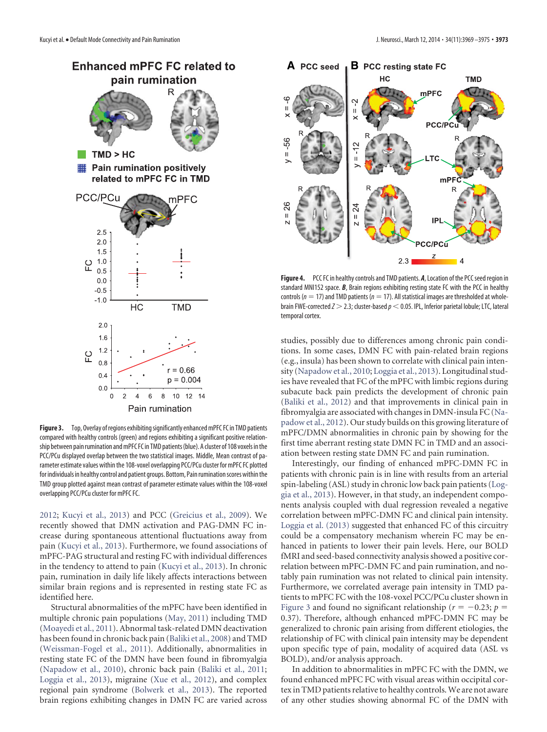**Figure 3.** Top, Overlay of regions exhibiting significantly enhanced mPFC FC in TMD patients compared with healthy controls (green) and regions exhibiting a significant positive relationship between pain rumination and mPFC FC in TMD patients (blue). A cluster of 108 voxels in the PCC/PCu displayed overlap between the two statistical images. Middle, Mean contrast of parameter estimate values within the 108-voxel overlapping PCC/PCu cluster for mPFC FC plotted for individuals in healthy control and patient groups. Bottom, Pain rumination scores within the TMD group plotted against mean contrast of parameter estimate values within the 108-voxel overlapping PCC/PCu cluster for mPFC FC.

**Figure 4.** PCC FC in healthy controls and TMD patients. ***A***, Location of the PCC seed region in standard MNI152 space. ***B***, Brain regions exhibiting resting state FC with the PCC in healthy controls ($n = 17$) and TMD patients ($n = 17$). All statistical images are thresholded at whole-brain FWE-corrected $Z > 2.3$; cluster-based $p < 0.05$. IPL, Inferior parietal lobule; LTC, lateral temporal cortex.

2012; Kucyi et al., 2013) and PCC (Greicius et al., 2009). We recently showed that DMN activation and PAG-DMN FC increase during spontaneous attentional fluctuations away from pain (Kucyi et al., 2013). Furthermore, we found associations of mPFC-PAG structural and resting FC with individual differences in the tendency to attend to pain (Kucyi et al., 2013). In chronic pain, rumination in daily life likely affects interactions between similar brain regions and is represented in resting state FC as identified here.

Structural abnormalities of the mPFC have been identified in multiple chronic pain populations (May, 2011) including TMD (Moayedi et al., 2011). Abnormal task-related DMN deactivation has been found in chronic back pain (Baliki et al., 2008) and TMD (Weissman-Fogel et al., 2011). Additionally, abnormalities in resting state FC of the DMN have been found in fibromyalgia (Napadow et al., 2010), chronic back pain (Baliki et al., 2011; Loggia et al., 2013), migraine (Xue et al., 2012), and complex regional pain syndrome (Bolwerk et al., 2013). The reported brain regions exhibiting changes in DMN FC are varied across studies, possibly due to differences among chronic pain conditions. In some cases, DMN FC with pain-related brain regions (e.g., insula) has been shown to correlate with clinical pain intensity (Napadow et al., 2010; Loggia et al., 2013). Longitudinal studies have revealed that FC of the mPFC with limbic regions during subacute back pain predicts the development of chronic pain (Baliki et al., 2012) and that improvements in clinical pain in fibromyalgia are associated with changes in DMN-insula FC (Napadow et al., 2012). Our study builds on this growing literature of mPFC/DMN abnormalities in chronic pain by showing for the first time aberrant resting state DMN FC in TMD and an association between resting state DMN FC and pain rumination.

Interestingly, our finding of enhanced mPFC-DMN FC in patients with chronic pain is in line with results from an arterial spin-labeling (ASL) study in chronic low back pain patients (Loggia et al., 2013). However, in that study, an independent components analysis coupled with dual regression revealed a negative correlation between mPFC-DMN FC and clinical pain intensity. Loggia et al. (2013) suggested that enhanced FC of this circuitry could be a compensatory mechanism wherein FC may be enhanced in patients to lower their pain levels. Here, our BOLD fMRI and seed-based connectivity analysis showed a positive correlation between mPFC-DMN FC and pain rumination, and notably pain rumination was not related to clinical pain intensity. Furthermore, we correlated average pain intensity in TMD patients to mPFC FC with the 108-voxel PCC/PCu cluster shown in Figure 3 and found no significant relationship ($r = -0.23$; $p = 0.37$). Therefore, although enhanced mPFC-DMN FC may be generalized to chronic pain arising from different etiologies, the relationship of FC with clinical pain intensity may be dependent upon specific type of pain, modality of acquired data (ASL vs BOLD), and/or analysis approach.

In addition to abnormalities in mPFC FC with the DMN, we found enhanced mPFC FC with visual areas within occipital cortex in TMD patients relative to healthy controls. We are not aware of any other studies showing abnormal FC of the DMN with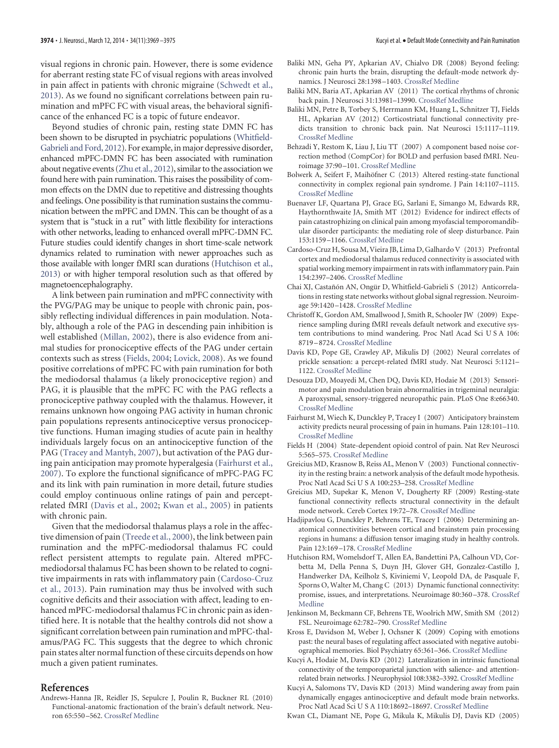visual regions in chronic pain. However, there is some evidence for aberrant resting state FC of visual regions with areas involved in pain affect in patients with chronic migraine (Schwedt et al., 2013). As we found no significant correlations between pain rumination and mPFC FC with visual areas, the behavioral significance of the enhanced FC is a topic of future endeavor.

Beyond studies of chronic pain, resting state DMN FC has been shown to be disrupted in psychiatric populations (Whitfield-Gabrieli and Ford, 2012). For example, in major depressive disorder, enhanced mPFC-DMN FC has been associated with rumination about negative events (Zhu et al., 2012), similar to the association we found here with pain rumination. This raises the possibility of common effects on the DMN due to repetitive and distressing thoughts and feelings. One possibility is that rumination sustains the communication between the mPFC and DMN. This can be thought of as a system that is "stuck in a rut" with little flexibility for interactions with other networks, leading to enhanced overall mPFC-DMN FC. Future studies could identify changes in short time-scale network dynamics related to rumination with newer approaches such as those available with longer fMRI scan durations (Hutchison et al., 2013) or with higher temporal resolution such as that offered by magnetoencephalography.

A link between pain rumination and mPFC connectivity with the PVG/PAG may be unique to people with chronic pain, possibly reflecting individual differences in pain modulation. Notably, although a role of the PAG in descending pain inhibition is well established (Millan, 2002), there is also evidence from animal studies for pronociceptive effects of the PAG under certain contexts such as stress (Fields, 2004; Lovick, 2008). As we found positive correlations of mPFC FC with pain rumination for both the mediodorsal thalamus (a likely pronociceptive region) and PAG, it is plausible that the mPFC FC with the PAG reflects a pronociceptive pathway coupled with the thalamus. However, it remains unknown how ongoing PAG activity in human chronic pain populations represents antinociceptive versus pronociceptive functions. Human imaging studies of acute pain in healthy individuals largely focus on an antinociceptive function of the PAG (Tracey and Mantyh, 2007), but activation of the PAG during pain anticipation may promote hyperalgesia (Fairhurst et al., 2007). To explore the functional significance of mPFC-PAG FC and its link with pain rumination in more detail, future studies could employ continuous online ratings of pain and percept-related fMRI (Davis et al., 2002; Kwan et al., 2005) in patients with chronic pain.

Given that the mediodorsal thalamus plays a role in the affective dimension of pain (Treede et al., 2000), the link between pain rumination and the mPFC-mediodorsal thalamus FC could reflect persistent attempts to regulate pain. Altered mPFC-mediodorsal thalamus FC has been shown to be related to cognitive impairments in rats with inflammatory pain (Cardoso-Cruz et al., 2013). Pain rumination may thus be involved with such cognitive deficits and their association with affect, leading to enhanced mPFC-mediodorsal thalamus FC in chronic pain as identified here. It is notable that the healthy controls did not show a significant correlation between pain rumination and mPFC-thalamus/PAG FC. This suggests that the degree to which chronic pain states alter normal function of these circuits depends on how much a given patient ruminates.

## References

Andrews-Hanna JR, Reidler JS, Sepulcre J, Poulin R, Buckner RL (2010) Functional-anatomic fractionation of the brain's default network. Neuron 65:550–562. CrossRef Medline

Baliki MN, Geha PY, Apkarian AV, Chialvo DR (2008) Beyond feeling: chronic pain hurts the brain, disrupting the default-mode network dynamics. J Neurosci 28:1398–1403. CrossRef Medline

Baliki MN, Baria AT, Apkarian AV (2011) The cortical rhythms of chronic back pain. J Neurosci 31:13981–13990. CrossRef Medline

Baliki MN, Petre B, Torbey S, Herrmann KM, Huang L, Schnitzer TJ, Fields HL, Apkarian AV (2012) Corticostriatal functional connectivity predicts transition to chronic back pain. Nat Neurosci 15:1117–1119. CrossRef Medline

Behzadi Y, Restom K, Liau J, Liu TT (2007) A component based noise correction method (CompCor) for BOLD and perfusion based fMRI. Neuroimage 37:90–101. CrossRef Medline

Bolwerk A, Seifert F, Maihöfner C (2013) Altered resting-state functional connectivity in complex regional pain syndrome. J Pain 14:1107–1115. CrossRef Medline

Buenaver LF, Quartana PJ, Grace EG, Sarlani E, Simango M, Edwards RR, Haythornthwaite JA, Smith MT (2012) Evidence for indirect effects of pain catastrophizing on clinical pain among myofascial temporomandibular disorder participants: the mediating role of sleep disturbance. Pain 153:1159–1166. CrossRef Medline

Cardoso-Cruz H, Sousa M, Vieira JB, Lima D, Galhardo V (2013) Prefrontal cortex and mediodorsal thalamus reduced connectivity is associated with spatial working memory impairment in rats with inflammatory pain. Pain 154:2397–2406. CrossRef Medline

Chai XJ, Castañón AN, Ongür D, Whitfield-Gabrieli S (2012) Anticorrelations in resting state networks without global signal regression. Neuroimage 59:1420–1428. CrossRef Medline

Christoff K, Gordon AM, Smallwood J, Smith R, Schooler JW (2009) Experience sampling during fMRI reveals default network and executive system contributions to mind wandering. Proc Natl Acad Sci U S A 106: 8719–8724. CrossRef Medline

Davis KD, Pope GE, Crawley AP, Mikulis DJ (2002) Neural correlates of prickle sensation: a percept-related fMRI study. Nat Neurosci 5:1121–1122. CrossRef Medline

Desouza DD, Moayedi M, Chen DQ, Davis KD, Hodaie M (2013) Sensorimotor and pain modulation brain abnormalities in trigeminal neuralgia: A paroxysmal, sensory-triggered neuropathic pain. PLoS One 8:e66340. CrossRef Medline

Fairhurst M, Wiech K, Dunckley P, Tracey I (2007) Anticipatory brainstem activity predicts neural processing of pain in humans. Pain 128:101–110. CrossRef Medline

Fields H (2004) State-dependent opioid control of pain. Nat Rev Neurosci 5:565–575. CrossRef Medline

Greicius MD, Krasnow B, Reiss AL, Menon V (2003) Functional connectivity in the resting brain: a network analysis of the default mode hypothesis. Proc Natl Acad Sci U S A 100:253–258. CrossRef Medline

Greicius MD, Supekar K, Menon V, Dougherty RF (2009) Resting-state functional connectivity reflects structural connectivity in the default mode network. Cereb Cortex 19:72–78. CrossRef Medline

Hadjipavlou G, Dunckley P, Behrens TE, Tracey I (2006) Determining anatomical connectivities between cortical and brainstem pain processing regions in humans: a diffusion tensor imaging study in healthy controls. Pain 123:169–178. CrossRef Medline

Hutchison RM, Womelsdorf T, Allen EA, Bandettini PA, Calhoun VD, Corbetta M, Della Penna S, Duyn JH, Glover GH, Gonzalez-Castillo J, Handwerker DA, Keilholz S, Kiviniemi V, Leopold DA, de Pasquale F, Sporns O, Walter M, Chang C (2013) Dynamic functional connectivity: promise, issues, and interpretations. Neuroimage 80:360–378. CrossRef Medline

Jenkinson M, Beckmann CF, Behrens TE, Woolrich MW, Smith SM (2012) FSL. Neuroimage 62:782–790. CrossRef Medline

Kross E, Davidson M, Weber J, Ochsner K (2009) Coping with emotions past: the neural bases of regulating affect associated with negative autobiographical memories. Biol Psychiatry 65:361–366. CrossRef Medline

Kucyi A, Hodaie M, Davis KD (2012) Lateralization in intrinsic functional connectivity of the temporoparietal junction with salience- and attention-related brain networks. J Neurophysiol 108:3382–3392. CrossRef Medline

Kucyi A, Salomons TV, Davis KD (2013) Mind wandering away from pain dynamically engages antinociceptive and default mode brain networks. Proc Natl Acad Sci U S A 110:18692–18697. CrossRef Medline

Kwan CL, Diamant NE, Pope G, Mikula K, Mikulis DJ, Davis KD (2005)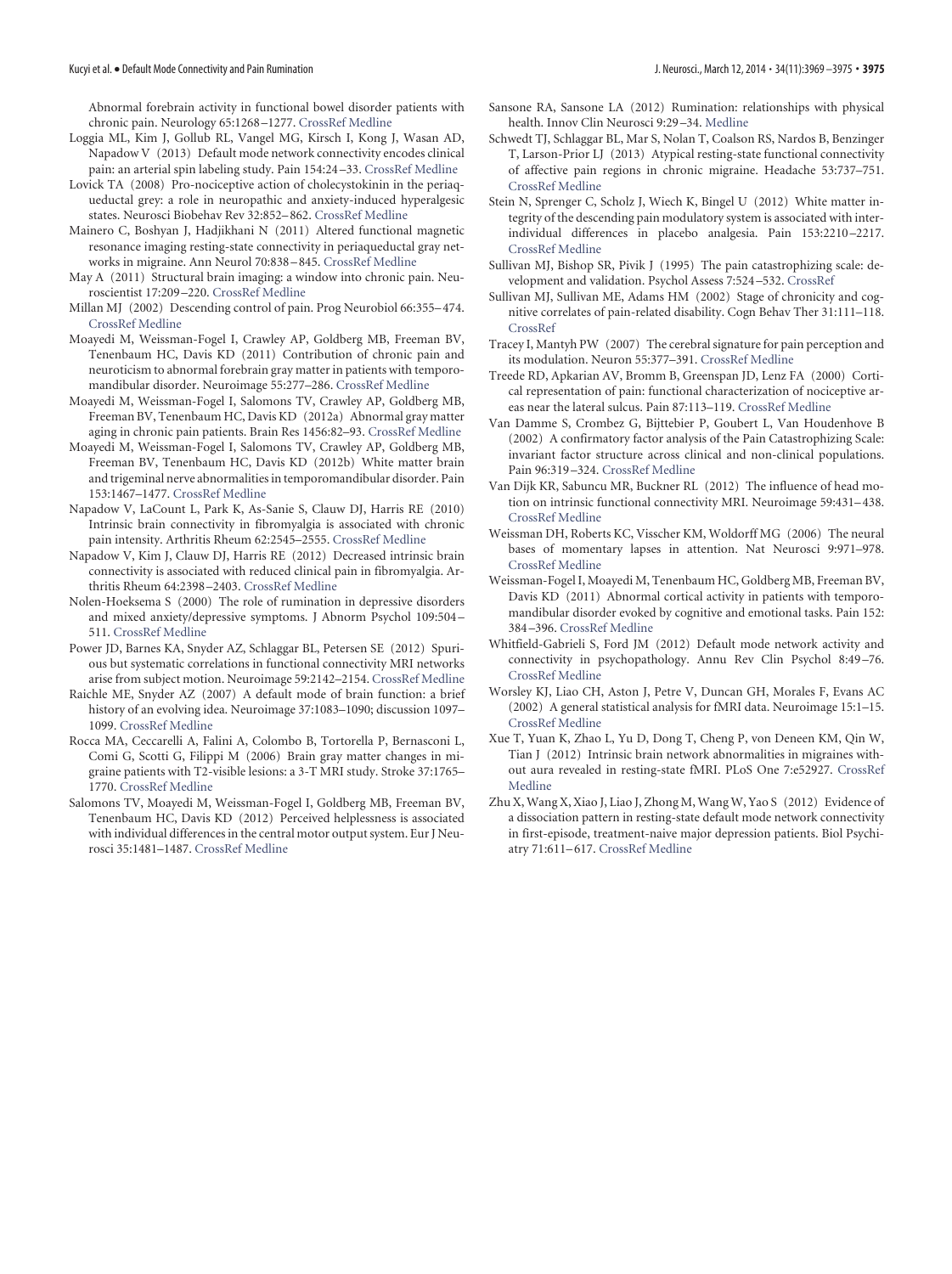Abnormal forebrain activity in functional bowel disorder patients with chronic pain. Neurology 65:1268–1277. CrossRef Medline

Loggia ML, Kim J, Gollub RL, Vangel MG, Kirsch I, Kong J, Wasan AD, Napadow V (2013) Default mode network connectivity encodes clinical pain: an arterial spin labeling study. Pain 154:24–33. CrossRef Medline

Lovick TA (2008) Pro-nociceptive action of cholecystokinin in the periaqueductal grey: a role in neuropathic and anxiety-induced hyperalgesic states. Neurosci Biobehav Rev 32:852–862. CrossRef Medline

Mainero C, Boshyan J, Hadjikhani N (2011) Altered functional magnetic resonance imaging resting-state connectivity in periaqueductal gray networks in migraine. Ann Neurol 70:838–845. CrossRef Medline

May A (2011) Structural brain imaging: a window into chronic pain. Neuroscientist 17:209–220. CrossRef Medline

Millan MJ (2002) Descending control of pain. Prog Neurobiol 66:355–474. CrossRef Medline

Moayedi M, Weissman-Fogel I, Crawley AP, Goldberg MB, Freeman BV, Tenenbaum HC, Davis KD (2011) Contribution of chronic pain and neuroticism to abnormal forebrain gray matter in patients with temporomandibular disorder. Neuroimage 55:277–286. CrossRef Medline

Moayedi M, Weissman-Fogel I, Salomons TV, Crawley AP, Goldberg MB, Freeman BV, Tenenbaum HC, Davis KD (2012a) Abnormal gray matter aging in chronic pain patients. Brain Res 1456:82–93. CrossRef Medline

Moayedi M, Weissman-Fogel I, Salomons TV, Crawley AP, Goldberg MB, Freeman BV, Tenenbaum HC, Davis KD (2012b) White matter brain and trigeminal nerve abnormalities in temporomandibular disorder. Pain 153:1467–1477. CrossRef Medline

Napadow V, LaCount L, Park K, As-Sanie S, Clauw DJ, Harris RE (2010) Intrinsic brain connectivity in fibromyalgia is associated with chronic pain intensity. Arthritis Rheum 62:2545–2555. CrossRef Medline

Napadow V, Kim J, Clauw DJ, Harris RE (2012) Decreased intrinsic brain connectivity is associated with reduced clinical pain in fibromyalgia. Arthritis Rheum 64:2398–2403. CrossRef Medline

Nolen-Hoeksema S (2000) The role of rumination in depressive disorders and mixed anxiety/depressive symptoms. J Abnorm Psychol 109:504–511. CrossRef Medline

Power JD, Barnes KA, Snyder AZ, Schlaggar BL, Petersen SE (2012) Spurious but systematic correlations in functional connectivity MRI networks arise from subject motion. Neuroimage 59:2142–2154. CrossRef Medline

Raichle ME, Snyder AZ (2007) A default mode of brain function: a brief history of an evolving idea. Neuroimage 37:1083–1090; discussion 1097–1099. CrossRef Medline

Rocca MA, Ceccarelli A, Falini A, Colombo B, Tortorella P, Bernasconi L, Comi G, Scotti G, Filippi M (2006) Brain gray matter changes in migraine patients with T2-visible lesions: a 3-T MRI study. Stroke 37:1765–1770. CrossRef Medline

Salomons TV, Moayedi M, Weissman-Fogel I, Goldberg MB, Freeman BV, Tenenbaum HC, Davis KD (2012) Perceived helplessness is associated with individual differences in the central motor output system. Eur J Neurosci 35:1481–1487. CrossRef Medline

Sansone RA, Sansone LA (2012) Rumination: relationships with physical health. Innov Clin Neurosci 9:29–34. Medline

Schwedt TJ, Schlaggar BL, Mar S, Nolan T, Coalson RS, Nardos B, Benzinger T, Larson-Prior LJ (2013) Atypical resting-state functional connectivity of affective pain regions in chronic migraine. Headache 53:737–751. CrossRef Medline

Stein N, Sprenger C, Scholz J, Wiech K, Bingel U (2012) White matter integrity of the descending pain modulatory system is associated with interindividual differences in placebo analgesia. Pain 153:2210–2217. CrossRef Medline

Sullivan MJ, Bishop SR, Pivik J (1995) The pain catastrophizing scale: development and validation. Psychol Assess 7:524–532. CrossRef

Sullivan MJ, Sullivan ME, Adams HM (2002) Stage of chronicity and cognitive correlates of pain-related disability. Cogn Behav Ther 31:111–118. CrossRef

Tracey I, Mantyh PW (2007) The cerebral signature for pain perception and its modulation. Neuron 55:377–391. CrossRef Medline

Treede RD, Apkarian AV, Bromm B, Greenspan JD, Lenz FA (2000) Cortical representation of pain: functional characterization of nociceptive areas near the lateral sulcus. Pain 87:113–119. CrossRef Medline

Van Damme S, Crombez G, Bijttebier P, Goubert L, Van Houdenhove B (2002) A confirmatory factor analysis of the Pain Catastrophizing Scale: invariant factor structure across clinical and non-clinical populations. Pain 96:319–324. CrossRef Medline

Van Dijk KR, Sabuncu MR, Buckner RL (2012) The influence of head motion on intrinsic functional connectivity MRI. Neuroimage 59:431–438. CrossRef Medline

Weissman DH, Roberts KC, Visscher KM, Woldorff MG (2006) The neural bases of momentary lapses in attention. Nat Neurosci 9:971–978. CrossRef Medline

Weissman-Fogel I, Moayedi M, Tenenbaum HC, Goldberg MB, Freeman BV, Davis KD (2011) Abnormal cortical activity in patients with temporomandibular disorder evoked by cognitive and emotional tasks. Pain 152:384–396. CrossRef Medline

Whitfield-Gabrieli S, Ford JM (2012) Default mode network activity and connectivity in psychopathology. Annu Rev Clin Psychol 8:49–76. CrossRef Medline

Worsley KJ, Liao CH, Aston J, Petre V, Duncan GH, Morales F, Evans AC (2002) A general statistical analysis for fMRI data. Neuroimage 15:1–15. CrossRef Medline

Xue T, Yuan K, Zhao L, Yu D, Dong T, Cheng P, von Deneen KM, Qin W, Tian J (2012) Intrinsic brain network abnormalities in migraines without aura revealed in resting-state fMRI. PLoS One 7:e52927. CrossRef Medline

Zhu X, Wang X, Xiao J, Liao J, Zhong M, Wang W, Yao S (2012) Evidence of a dissociation pattern in resting-state default mode network connectivity in first-episode, treatment-naive major depression patients. Biol Psychiatry 71:611–617. CrossRef Medline